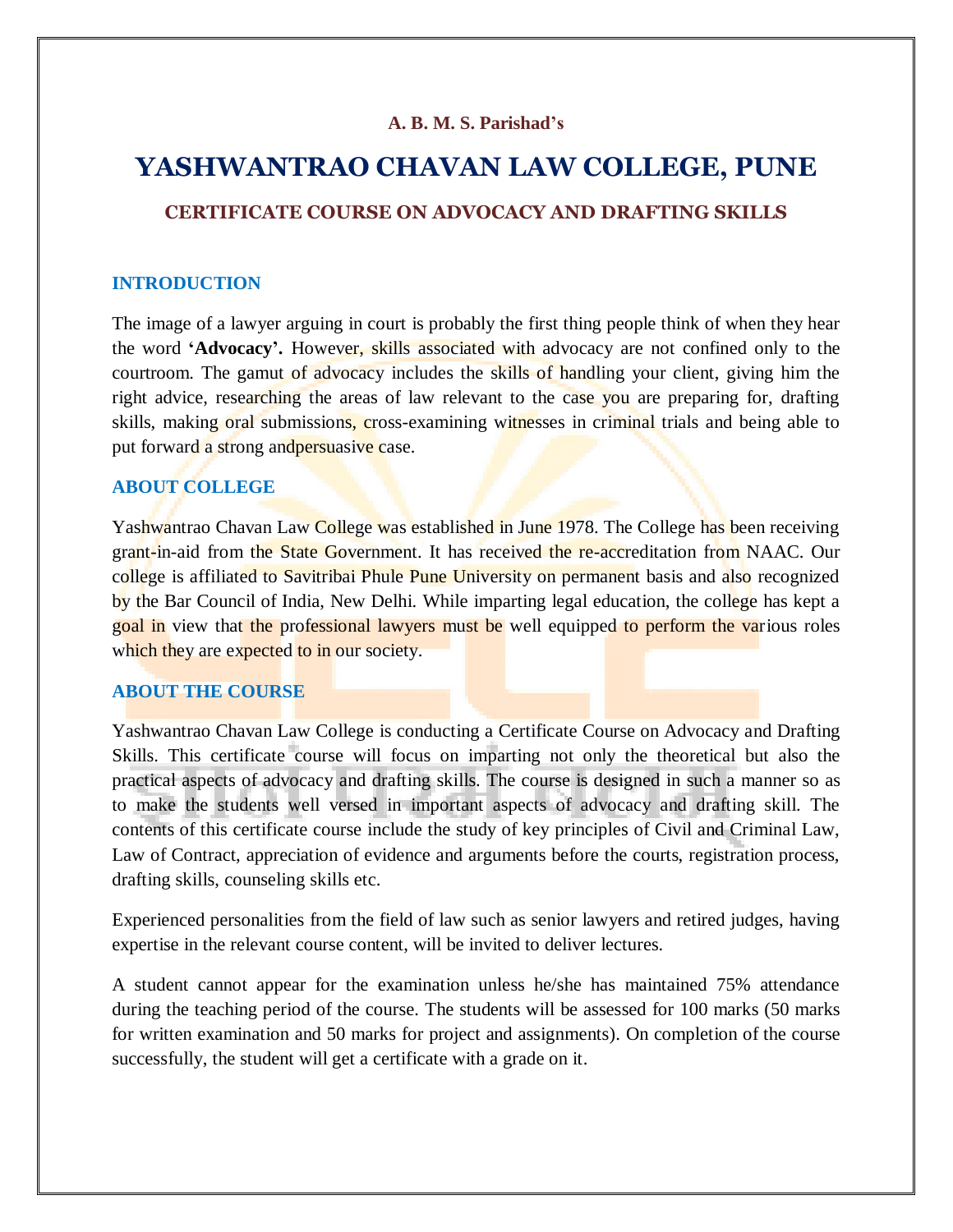**A. B. M. S. Parishad's**

# YASHWANTRAO CHAVAN LAW COLLEGE, PUNE

## CERTIFICATE COURSE ON ADVOCACY AND DRAFTING SKILLS

### INTRODUCTION

The image of a lawyer arguing in court is probably the first thing people think of when they hear the word **'Advocacy'.** However, skills associated with advocacy are not confined only to the courtroom. The gamut of advocacy includes the skills of handling your client, giving him the right advice, researching the areas of law relevant to the case you are preparing for, drafting skills, making oral submissions, cross-examining witnesses in criminal trials and being able to put forward a strong andpersuasive case.

### ABOUT COLLEGE

Yashwantrao Chavan Law College was established in June 1978. The College has been receiving grant-in-aid from the State Government. It has received the re-accreditation from NAAC. Our college is affiliated to Savitribai Phule Pune University on permanent basis and also recognized by the Bar Council of India, New Delhi. While imparting legal education, the college has kept a goal in view that the professional lawyers must be well equipped to perform the various roles which they are expected to in our society.

### ABOUT THE COURSE

Yashwantrao Chavan Law College is conducting a Certificate Course on Advocacy and Drafting Skills. This certificate course will focus on imparting not only the theoretical but also the practical aspects of advocacy and drafting skills. The course is designed in such a manner so as to make the students well versed in important aspects of advocacy and drafting skill. The contents of this certificate course include the study of key principles of Civil and Criminal Law, Law of Contract, appreciation of evidence and arguments before the courts, registration process, drafting skills, counseling skills etc.

Experienced personalities from the field of law such as senior lawyers and retired judges, having expertise in the relevant course content, will be invited to deliver lectures.

A student cannot appear for the examination unless he/she has maintained 75% attendance during the teaching period of the course. The students will be assessed for 100 marks (50 marks for written examination and 50 marks for project and assignments). On completion of the course successfully, the student will get a certificate with a grade on it.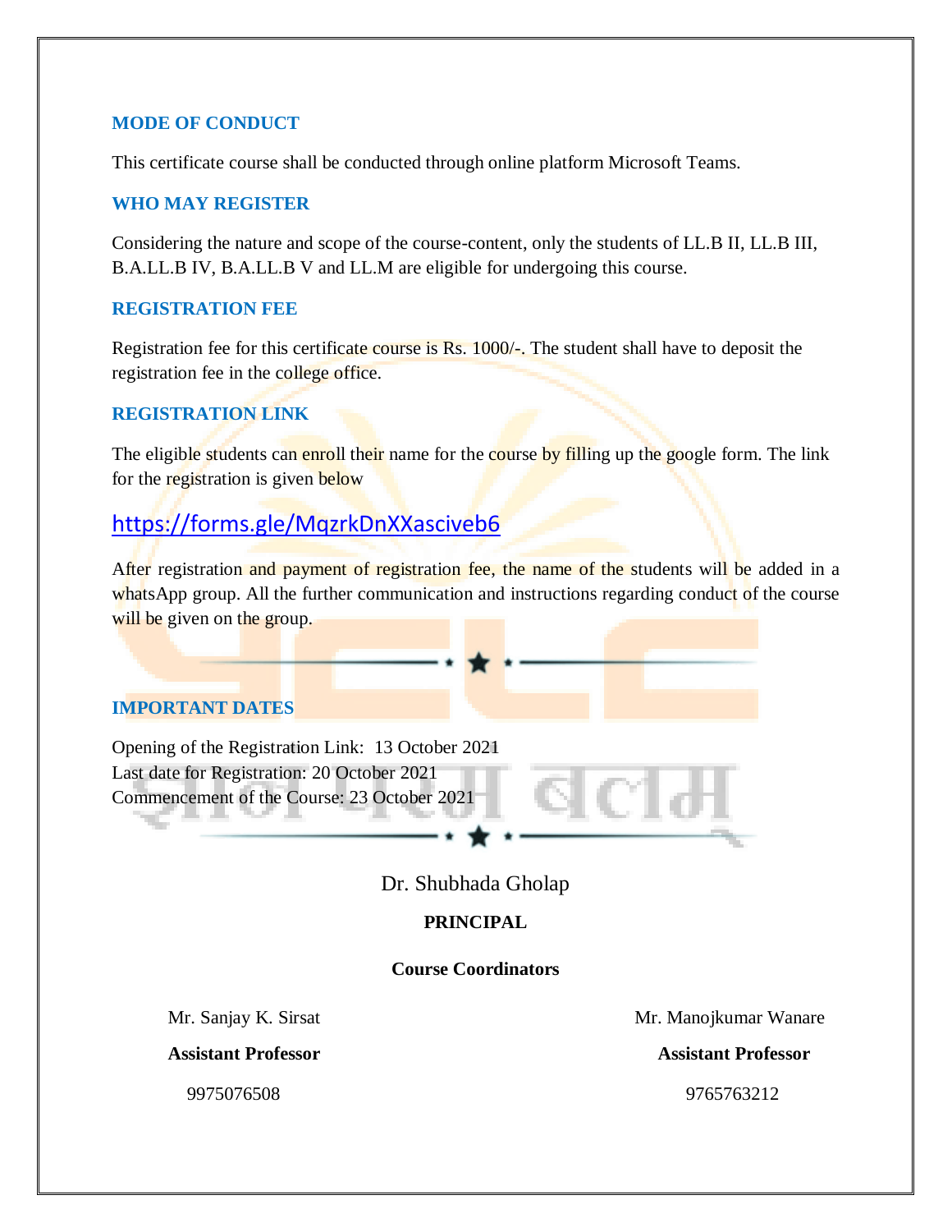## MODE OF CONDUCT

This certificate course shall be conducted through online platform Microsoft Teams.

## WHO MAY REGISTER

Considering the nature and scope of the course-content, only the students of LL.B II, LL.B III, B.A.LL.B IV, B.A.LL.B V and LL.M are eligible for undergoing this course.

## REGISTRATION FEE

Registration fee for this certificate course is Rs. 1000/-. The student shall have to deposit the registration fee in the college office.

## REGISTRATION LINK

The eligible students can enroll their name for the course by filling up the google form. The link for the registration is given below

https://forms.gle/MqzrkDnXXasciveb6

After registration and payment of registration fee, the name of the students will be added in a whatsApp group. All the further communication and instructions regarding conduct of the course will be given on the group.

## IMPORTANT DATES

Opening of the Registration Link: 13 October 2021
Last date for Registration: 20 October 2021
Commencement of the Course: 23 October 2021

Dr. Shubhada Gholap

**PRINCIPAL**

**Course Coordinators**

Mr. Sanjay K. Sirsat
**Assistant Professor**
9975076508

Mr. Manojkumar Wanare
**Assistant Professor**
9765763212